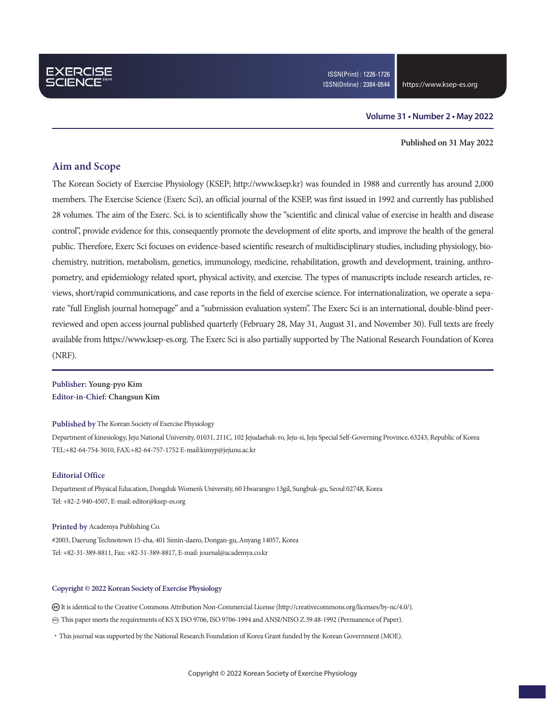EXERCISE SCIENCE

ISSN(Print) : 1226-1726
ISSN(Online) : 2384-0544

https://www.ksep-es.org

**Volume 31 • Number 2 • May 2022**

**Published on 31 May 2022**

## Aim and Scope

The Korean Society of Exercise Physiology (KSEP; http://www.ksep.kr) was founded in 1988 and currently has around 2,000 members. The Exercise Science (Exerc Sci), an official journal of the KSEP, was first issued in 1992 and currently has published 28 volumes. The aim of the Exerc. Sci. is to scientifically show the "scientific and clinical value of exercise in health and disease control", provide evidence for this, consequently promote the development of elite sports, and improve the health of the general public. Therefore, Exerc Sci focuses on evidence-based scientific research of multidisciplinary studies, including physiology, biochemistry, nutrition, metabolism, genetics, immunology, medicine, rehabilitation, growth and development, training, anthropometry, and epidemiology related sport, physical activity, and exercise. The types of manuscripts include research articles, reviews, short/rapid communications, and case reports in the field of exercise science. For internationalization, we operate a separate "full English journal homepage" and a "submission evaluation system". The Exerc Sci is an international, double-blind peer-reviewed and open access journal published quarterly (February 28, May 31, August 31, and November 30). Full texts are freely available from https://www.ksep-es.org. The Exerc Sci is also partially supported by The National Research Foundation of Korea (NRF).

**Publisher:** Young-pyo Kim
**Editor-in-Chief:** Changsun Kim

**Published by** The Korean Society of Exercise Physiology
Department of kinesiology, Jeju National University, 01031, 211C, 102 Jejudaehak-ro, Jeju-si, Jeju Special Self-Governing Province, 63243, Republic of Korea
TEL:+82-64-754-3010, FAX:+82-64-757-1752 E-mail:kimyp@jejunu.ac.kr

**Editorial Office**
Department of Physical Education, Dongduk Women's University, 60 Hwarangro 13gil, Sungbuk-gu, Seoul 02748, Korea
Tel: +82-2-940-4507, E-mail: editor@ksep-es.org

**Printed by** Academya Publishing Co.
#2003, Daerung Technotown 15-cha, 401 Simin-daero, Dongan-gu, Anyang 14057, Korea
Tel: +82-31-389-8811, Fax: +82-31-389-8817, E-mail: journal@academya.co.kr

**Copyright © 2022 Korean Society of Exercise Physiology**

Ⓒ It is identical to the Creative Commons Attribution Non-Commercial License (http://creativecommons.org/licenses/by-nc/4.0/).
∞ This paper meets the requirements of KS X ISO 9706, ISO 9706-1994 and ANSI/NISO Z.39.48-1992 (Permanence of Paper).

・This journal was supported by the National Research Foundation of Korea Grant funded by the Korean Government (MOE).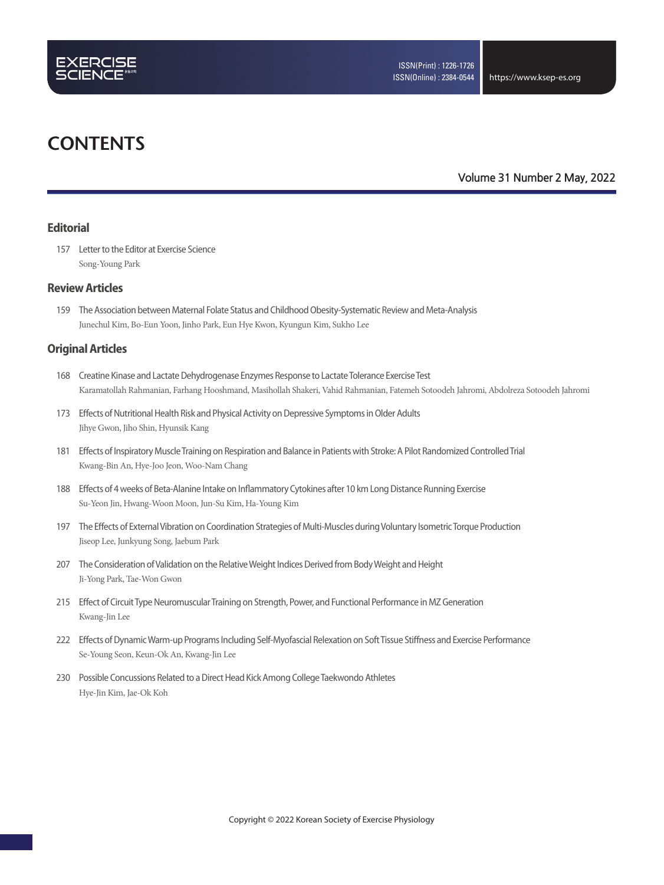# CONTENTS

Volume 31 Number 2 May, 2022

## Editorial

157 Letter to the Editor at Exercise Science
Song-Young Park

## Review Articles

159 The Association between Maternal Folate Status and Childhood Obesity-Systematic Review and Meta-Analysis
Junechul Kim, Bo-Eun Yoon, Jinho Park, Eun Hye Kwon, Kyungun Kim, Sukho Lee

## Original Articles

168 Creatine Kinase and Lactate Dehydrogenase Enzymes Response to Lactate Tolerance Exercise Test
Karamatollah Rahmanian, Farhang Hooshmand, Masihollah Shakeri, Vahid Rahmanian, Fatemeh Sotoodeh Jahromi, Abdolreza Sotoodeh Jahromi

173 Effects of Nutritional Health Risk and Physical Activity on Depressive Symptoms in Older Adults
Jihye Gwon, Jiho Shin, Hyunsik Kang

181 Effects of Inspiratory Muscle Training on Respiration and Balance in Patients with Stroke: A Pilot Randomized Controlled Trial
Kwang-Bin An, Hye-Joo Jeon, Woo-Nam Chang

188 Effects of 4 weeks of Beta-Alanine Intake on Inflammatory Cytokines after 10 km Long Distance Running Exercise
Su-Yeon Jin, Hwang-Woon Moon, Jun-Su Kim, Ha-Young Kim

197 The Effects of External Vibration on Coordination Strategies of Multi-Muscles during Voluntary Isometric Torque Production
Jiseop Lee, Junkyung Song, Jaebum Park

207 The Consideration of Validation on the Relative Weight Indices Derived from Body Weight and Height
Ji-Yong Park, Tae-Won Gwon

215 Effect of Circuit Type Neuromuscular Training on Strength, Power, and Functional Performance in MZ Generation
Kwang-Jin Lee

222 Effects of Dynamic Warm-up Programs Including Self-Myofascial Relexation on Soft Tissue Stiffness and Exercise Performance
Se-Young Seon, Keun-Ok An, Kwang-Jin Lee

230 Possible Concussions Related to a Direct Head Kick Among College Taekwondo Athletes
Hye-Jin Kim, Jae-Ok Koh

Copyright © 2022 Korean Society of Exercise Physiology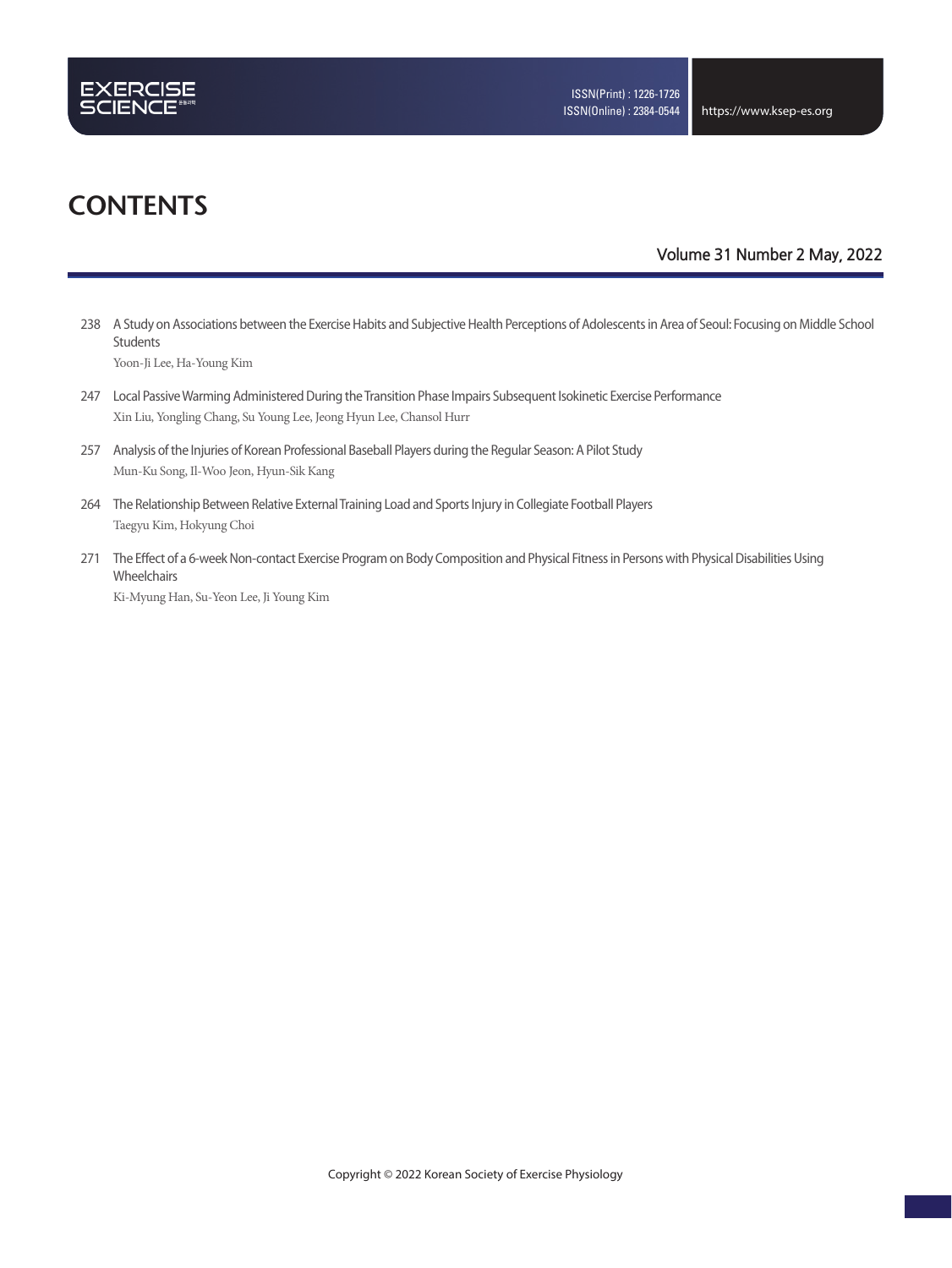# CONTENTS

Volume 31 Number 2 May, 2022

238 A Study on Associations between the Exercise Habits and Subjective Health Perceptions of Adolescents in Area of Seoul: Focusing on Middle School Students
Yoon-Ji Lee, Ha-Young Kim

247 Local Passive Warming Administered During the Transition Phase Impairs Subsequent Isokinetic Exercise Performance
Xin Liu, Yongling Chang, Su Young Lee, Jeong Hyun Lee, Chansol Hurr

257 Analysis of the Injuries of Korean Professional Baseball Players during the Regular Season: A Pilot Study
Mun-Ku Song, Il-Woo Jeon, Hyun-Sik Kang

264 The Relationship Between Relative External Training Load and Sports Injury in Collegiate Football Players
Taegyu Kim, Hokyung Choi

271 The Effect of a 6-week Non-contact Exercise Program on Body Composition and Physical Fitness in Persons with Physical Disabilities Using Wheelchairs
Ki-Myung Han, Su-Yeon Lee, Ji Young Kim

Copyright © 2022 Korean Society of Exercise Physiology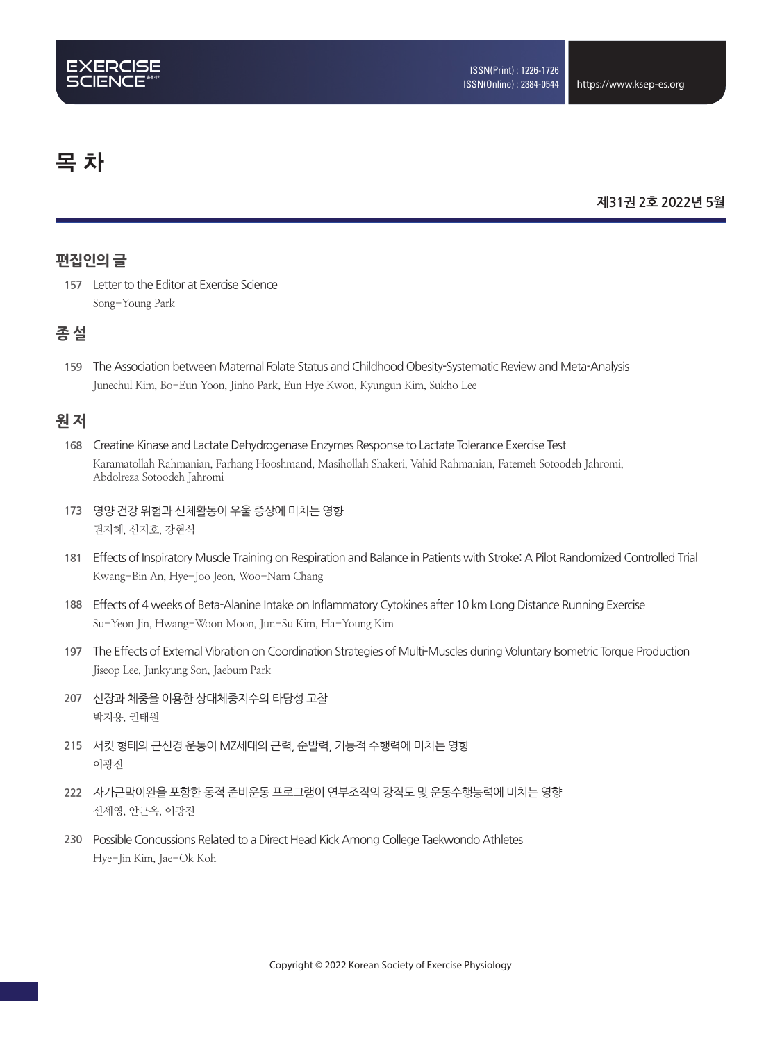# 목 차

**제31권 2호 2022년 5월**

## 편집인의 글

157 Letter to the Editor at Exercise Science
Song-Young Park

## 종 설

159 The Association between Maternal Folate Status and Childhood Obesity-Systematic Review and Meta-Analysis
Junechul Kim, Bo-Eun Yoon, Jinho Park, Eun Hye Kwon, Kyungun Kim, Sukho Lee

## 원 저

168 Creatine Kinase and Lactate Dehydrogenase Enzymes Response to Lactate Tolerance Exercise Test
Karamatollah Rahmanian, Farhang Hooshmand, Masihollah Shakeri, Vahid Rahmanian, Fatemeh Sotoodeh Jahromi, Abdolreza Sotoodeh Jahromi

173 영양 건강 위험과 신체활동이 우울 증상에 미치는 영향
권지혜, 신지호, 강현식

181 Effects of Inspiratory Muscle Training on Respiration and Balance in Patients with Stroke: A Pilot Randomized Controlled Trial
Kwang-Bin An, Hye-Joo Jeon, Woo-Nam Chang

188 Effects of 4 weeks of Beta-Alanine Intake on Inflammatory Cytokines after 10 km Long Distance Running Exercise
Su-Yeon Jin, Hwang-Woon Moon, Jun-Su Kim, Ha-Young Kim

197 The Effects of External Vibration on Coordination Strategies of Multi-Muscles during Voluntary Isometric Torque Production
Jiseop Lee, Junkyung Son, Jaebum Park

207 신장과 체중을 이용한 상대체중지수의 타당성 고찰
박지용, 권태원

215 서킷 형태의 근신경 운동이 MZ세대의 근력, 순발력, 기능적 수행력에 미치는 영향
이광진

222 자가근막이완을 포함한 동적 준비운동 프로그램이 연부조직의 강직도 및 운동수행능력에 미치는 영향
선세영, 안근옥, 이광진

230 Possible Concussions Related to a Direct Head Kick Among College Taekwondo Athletes
Hye-Jin Kim, Jae-Ok Koh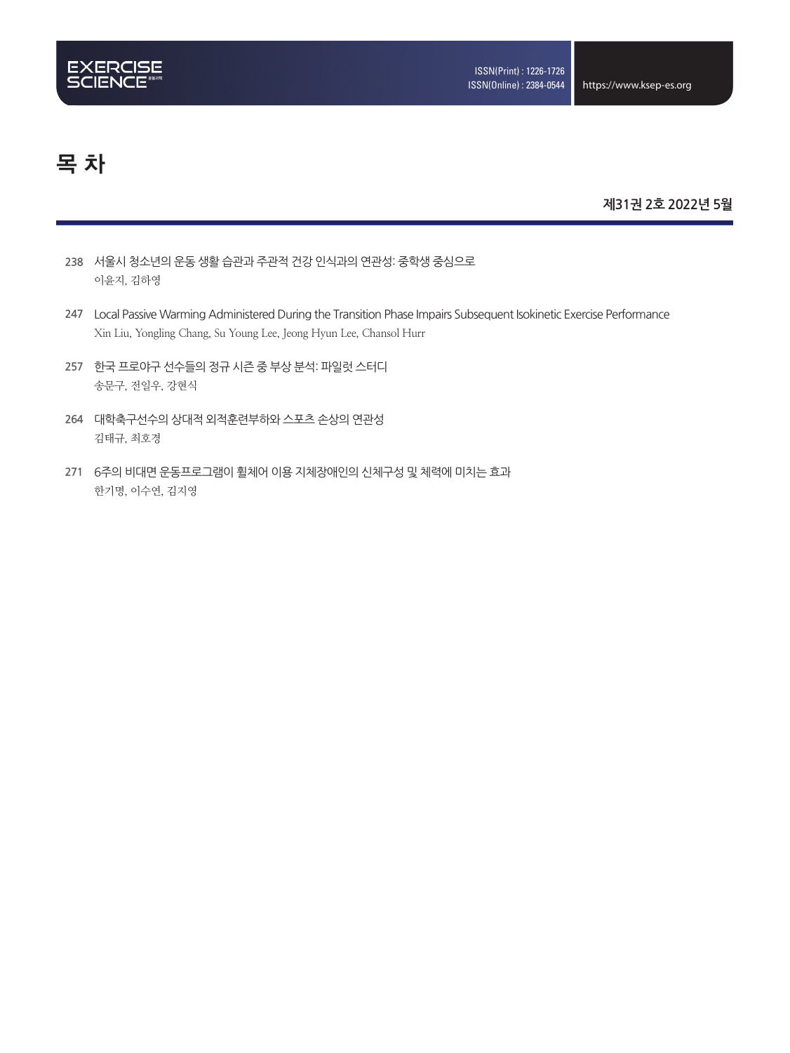# 목 차

**제31권 2호 2022년 5월**

238 서울시 청소년의 운동 생활 습관과 주관적 건강 인식과의 연관성: 중학생 중심으로
이윤지, 김하영

247 Local Passive Warming Administered During the Transition Phase Impairs Subsequent Isokinetic Exercise Performance
Xin Liu, Yongling Chang, Su Young Lee, Jeong Hyun Lee, Chansol Hurr

257 한국 프로야구 선수들의 정규 시즌 중 부상 분석: 파일럿 스터디
송문구, 전일우, 강현식

264 대학축구선수의 상대적 외적훈련부하와 스포츠 손상의 연관성
김태규, 최호경

271 6주의 비대면 운동프로그램이 휠체어 이용 지체장애인의 신체구성 및 체력에 미치는 효과
한기명, 이수연, 김지영